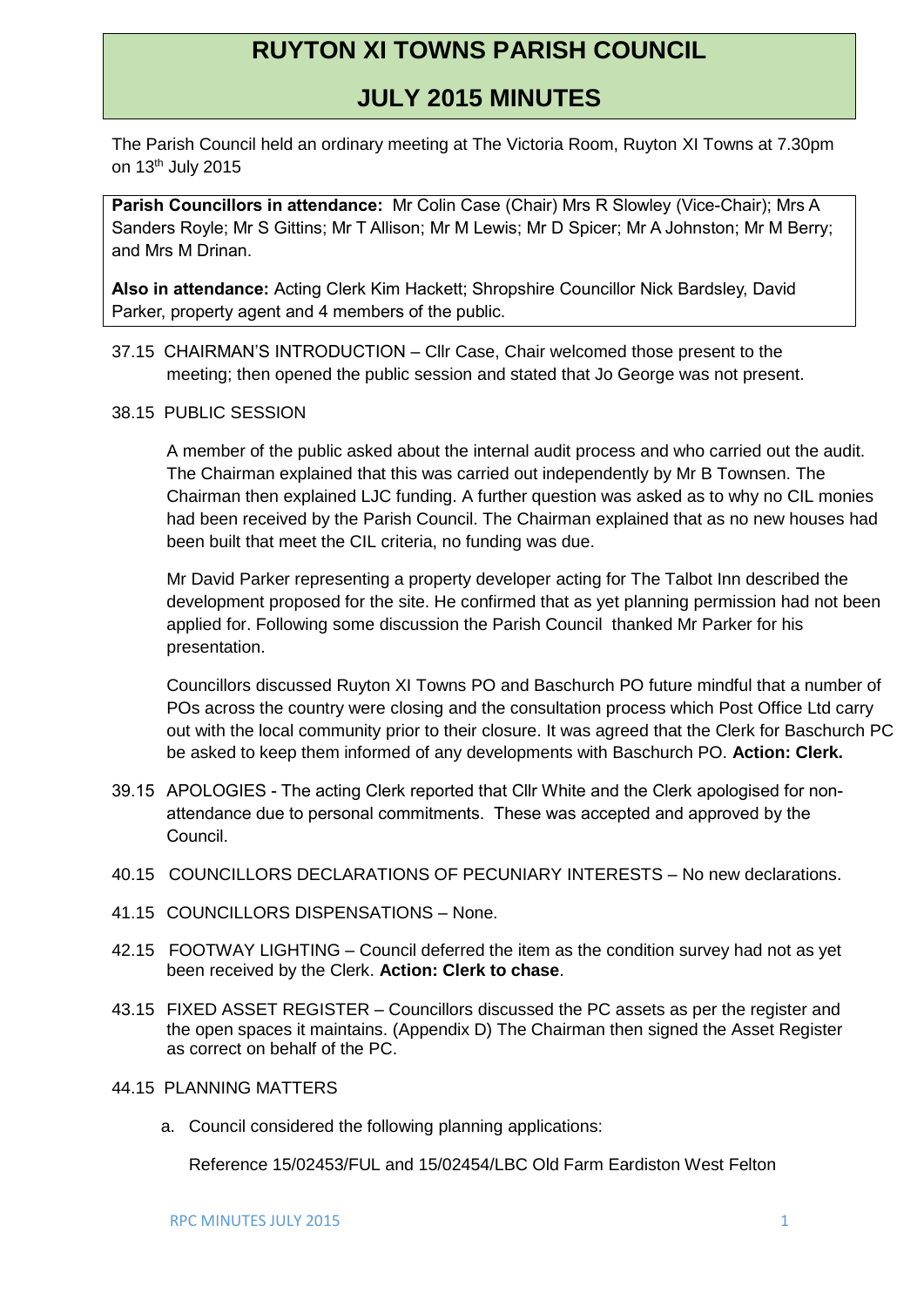# RUYTON XI TOWNS PARISH COUNCIL

# JULY 2015 MINUTES

The Parish Council held an ordinary meeting at The Victoria Room, Ruyton XI Towns at 7.30pm on 13th July 2015

**Parish Councillors in attendance:** Mr Colin Case (Chair) Mrs R Slowley (Vice-Chair); Mrs A Sanders Royle; Mr S Gittins; Mr T Allison; Mr M Lewis; Mr D Spicer; Mr A Johnston; Mr M Berry; and Mrs M Drinan.

**Also in attendance:** Acting Clerk Kim Hackett; Shropshire Councillor Nick Bardsley, David Parker, property agent and 4 members of the public.

37.15 CHAIRMAN'S INTRODUCTION – Cllr Case, Chair welcomed those present to the meeting; then opened the public session and stated that Jo George was not present.

38.15 PUBLIC SESSION

A member of the public asked about the internal audit process and who carried out the audit. The Chairman explained that this was carried out independently by Mr B Townsen. The Chairman then explained LJC funding. A further question was asked as to why no CIL monies had been received by the Parish Council. The Chairman explained that as no new houses had been built that meet the CIL criteria, no funding was due.

Mr David Parker representing a property developer acting for The Talbot Inn described the development proposed for the site. He confirmed that as yet planning permission had not been applied for. Following some discussion the Parish Council thanked Mr Parker for his presentation.

Councillors discussed Ruyton XI Towns PO and Baschurch PO future mindful that a number of POs across the country were closing and the consultation process which Post Office Ltd carry out with the local community prior to their closure. It was agreed that the Clerk for Baschurch PC be asked to keep them informed of any developments with Baschurch PO. **Action: Clerk.**

39.15 APOLOGIES - The acting Clerk reported that Cllr White and the Clerk apologised for non-attendance due to personal commitments. These was accepted and approved by the Council.

40.15 COUNCILLORS DECLARATIONS OF PECUNIARY INTERESTS – No new declarations.

41.15 COUNCILLORS DISPENSATIONS – None.

42.15 FOOTWAY LIGHTING – Council deferred the item as the condition survey had not as yet been received by the Clerk. **Action: Clerk to chase**.

43.15 FIXED ASSET REGISTER – Councillors discussed the PC assets as per the register and the open spaces it maintains. (Appendix D) The Chairman then signed the Asset Register as correct on behalf of the PC.

44.15 PLANNING MATTERS

a. Council considered the following planning applications:

   Reference 15/02453/FUL and 15/02454/LBC Old Farm Eardiston West Felton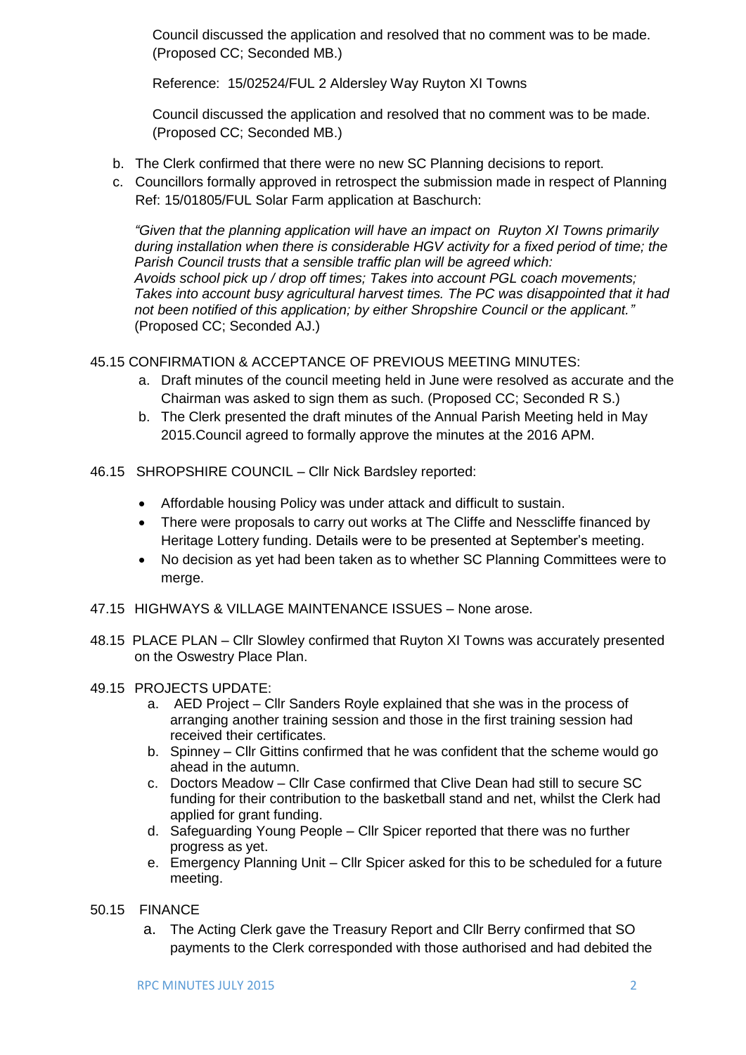Council discussed the application and resolved that no comment was to be made. (Proposed CC; Seconded MB.)

Reference: 15/02524/FUL 2 Aldersley Way Ruyton XI Towns

Council discussed the application and resolved that no comment was to be made. (Proposed CC; Seconded MB.)

b. The Clerk confirmed that there were no new SC Planning decisions to report.
c. Councillors formally approved in retrospect the submission made in respect of Planning Ref: 15/01805/FUL Solar Farm application at Baschurch:

*"Given that the planning application will have an impact on Ruyton XI Towns primarily during installation when there is considerable HGV activity for a fixed period of time; the Parish Council trusts that a sensible traffic plan will be agreed which: Avoids school pick up / drop off times; Takes into account PGL coach movements; Takes into account busy agricultural harvest times. The PC was disappointed that it had not been notified of this application; by either Shropshire Council or the applicant."* (Proposed CC; Seconded AJ.)

45.15 CONFIRMATION & ACCEPTANCE OF PREVIOUS MEETING MINUTES:

a. Draft minutes of the council meeting held in June were resolved as accurate and the Chairman was asked to sign them as such. (Proposed CC; Seconded R S.)
b. The Clerk presented the draft minutes of the Annual Parish Meeting held in May 2015.Council agreed to formally approve the minutes at the 2016 APM.

46.15 SHROPSHIRE COUNCIL – Cllr Nick Bardsley reported:

- Affordable housing Policy was under attack and difficult to sustain.
- There were proposals to carry out works at The Cliffe and Nesscliffe financed by Heritage Lottery funding. Details were to be presented at September's meeting.
- No decision as yet had been taken as to whether SC Planning Committees were to merge.

47.15 HIGHWAYS & VILLAGE MAINTENANCE ISSUES – None arose.

48.15 PLACE PLAN – Cllr Slowley confirmed that Ruyton XI Towns was accurately presented on the Oswestry Place Plan.

49.15 PROJECTS UPDATE:

a. AED Project – Cllr Sanders Royle explained that she was in the process of arranging another training session and those in the first training session had received their certificates.
b. Spinney – Cllr Gittins confirmed that he was confident that the scheme would go ahead in the autumn.
c. Doctors Meadow – Cllr Case confirmed that Clive Dean had still to secure SC funding for their contribution to the basketball stand and net, whilst the Clerk had applied for grant funding.
d. Safeguarding Young People – Cllr Spicer reported that there was no further progress as yet.
e. Emergency Planning Unit – Cllr Spicer asked for this to be scheduled for a future meeting.

50.15 FINANCE

a. The Acting Clerk gave the Treasury Report and Cllr Berry confirmed that SO payments to the Clerk corresponded with those authorised and had debited the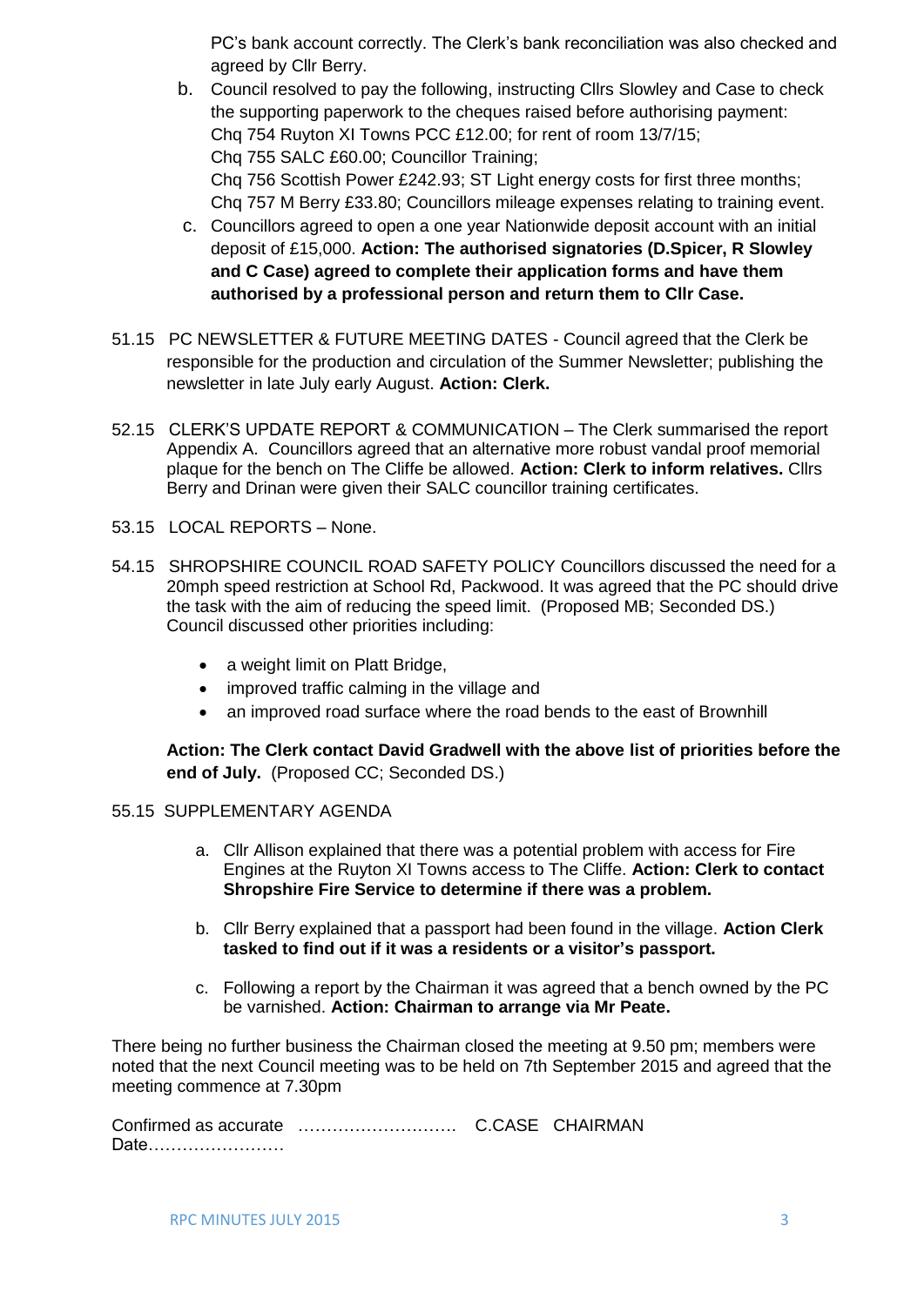PC's bank account correctly. The Clerk's bank reconciliation was also checked and agreed by Cllr Berry.

b. Council resolved to pay the following, instructing Cllrs Slowley and Case to check the supporting paperwork to the cheques raised before authorising payment:
Chq 754 Ruyton XI Towns PCC £12.00; for rent of room 13/7/15;
Chq 755 SALC £60.00; Councillor Training;
Chq 756 Scottish Power £242.93; ST Light energy costs for first three months;
Chq 757 M Berry £33.80; Councillors mileage expenses relating to training event.

c. Councillors agreed to open a one year Nationwide deposit account with an initial deposit of £15,000. **Action: The authorised signatories (D.Spicer, R Slowley and C Case) agreed to complete their application forms and have them authorised by a professional person and return them to Cllr Case.**

51.15 PC NEWSLETTER & FUTURE MEETING DATES - Council agreed that the Clerk be responsible for the production and circulation of the Summer Newsletter; publishing the newsletter in late July early August. **Action: Clerk.**

52.15 CLERK'S UPDATE REPORT & COMMUNICATION – The Clerk summarised the report Appendix A. Councillors agreed that an alternative more robust vandal proof memorial plaque for the bench on The Cliffe be allowed. **Action: Clerk to inform relatives.** Cllrs Berry and Drinan were given their SALC councillor training certificates.

53.15 LOCAL REPORTS – None.

54.15 SHROPSHIRE COUNCIL ROAD SAFETY POLICY Councillors discussed the need for a 20mph speed restriction at School Rd, Packwood. It was agreed that the PC should drive the task with the aim of reducing the speed limit. (Proposed MB; Seconded DS.) Council discussed other priorities including:

- a weight limit on Platt Bridge,
- improved traffic calming in the village and
- an improved road surface where the road bends to the east of Brownhill

**Action: The Clerk contact David Gradwell with the above list of priorities before the end of July.** (Proposed CC; Seconded DS.)

55.15 SUPPLEMENTARY AGENDA

a. Cllr Allison explained that there was a potential problem with access for Fire Engines at the Ruyton XI Towns access to The Cliffe. **Action: Clerk to contact Shropshire Fire Service to determine if there was a problem.**

b. Cllr Berry explained that a passport had been found in the village. **Action Clerk tasked to find out if it was a residents or a visitor's passport.**

c. Following a report by the Chairman it was agreed that a bench owned by the PC be varnished. **Action: Chairman to arrange via Mr Peate.**

There being no further business the Chairman closed the meeting at 9.50 pm; members were noted that the next Council meeting was to be held on 7th September 2015 and agreed that the meeting commence at 7.30pm

Confirmed as accurate ………………………. C.CASE CHAIRMAN
Date……………………